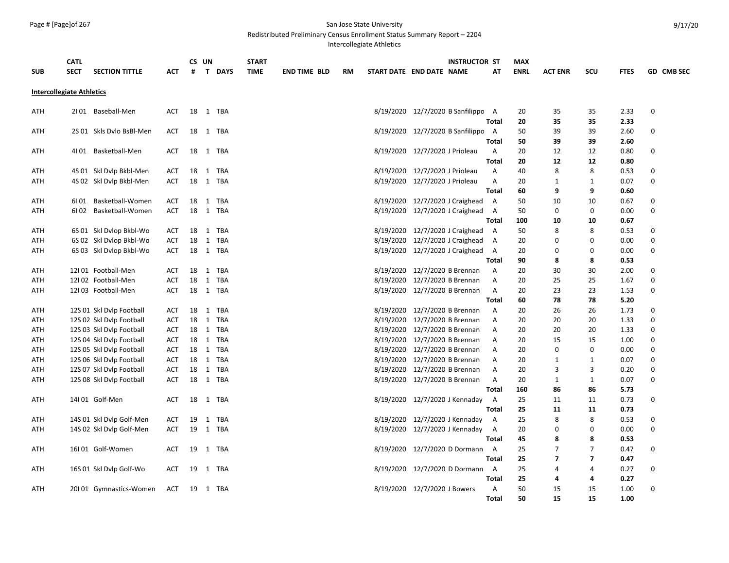San Jose State University
Redistributed Preliminary Census Enrollment Status Summary Report – 2204
Intercollegiate Athletics

| SUB | CATL SECT | SECTION TITTLE | ACT | CS # | UN T | DAYS | START TIME | END TIME | BLD | RM | START DATE | END DATE | INSTRUCTOR NAME | ST AT | MAX ENRL | ACT ENR | SCU | FTES | GD | CMB SEC |
|---|---|---|---|---|---|---|---|---|---|---|---|---|---|---|---|---|---|---|---|---|
| **Intercollegiate Athletics** | | | | | | | | | | | | | | | | | | | | |
| ATH | 2I 01 | Baseball-Men | ACT | 18 | 1 | TBA | | | | | 8/19/2020 | 12/7/2020 | B Sanfilippo | A | 20 | 35 | 35 | 2.33 | 0 | |
| | | | | | | | | | | | | | | **Total** | **20** | **35** | **35** | **2.33** | | |
| ATH | 2S 01 | Skls Dvlo BsBl-Men | ACT | 18 | 1 | TBA | | | | | 8/19/2020 | 12/7/2020 | B Sanfilippo | A | 50 | 39 | 39 | 2.60 | 0 | |
| | | | | | | | | | | | | | | **Total** | **50** | **39** | **39** | **2.60** | | |
| ATH | 4I 01 | Basketball-Men | ACT | 18 | 1 | TBA | | | | | 8/19/2020 | 12/7/2020 | J Prioleau | A | 20 | 12 | 12 | 0.80 | 0 | |
| | | | | | | | | | | | | | | **Total** | **20** | **12** | **12** | **0.80** | | |
| ATH | 4S 01 | Skl Dvlp Bkbl-Men | ACT | 18 | 1 | TBA | | | | | 8/19/2020 | 12/7/2020 | J Prioleau | A | 40 | 8 | 8 | 0.53 | 0 | |
| ATH | 4S 02 | Skl Dvlp Bkbl-Men | ACT | 18 | 1 | TBA | | | | | 8/19/2020 | 12/7/2020 | J Prioleau | A | 20 | 1 | 1 | 0.07 | 0 | |
| | | | | | | | | | | | | | | **Total** | **60** | **9** | **9** | **0.60** | | |
| ATH | 6I 01 | Basketball-Women | ACT | 18 | 1 | TBA | | | | | 8/19/2020 | 12/7/2020 | J Craighead | A | 50 | 10 | 10 | 0.67 | 0 | |
| ATH | 6I 02 | Basketball-Women | ACT | 18 | 1 | TBA | | | | | 8/19/2020 | 12/7/2020 | J Craighead | A | 50 | 0 | 0 | 0.00 | 0 | |
| | | | | | | | | | | | | | | **Total** | **100** | **10** | **10** | **0.67** | | |
| ATH | 6S 01 | Skl Dvlop Bkbl-Wo | ACT | 18 | 1 | TBA | | | | | 8/19/2020 | 12/7/2020 | J Craighead | A | 50 | 8 | 8 | 0.53 | 0 | |
| ATH | 6S 02 | Skl Dvlop Bkbl-Wo | ACT | 18 | 1 | TBA | | | | | 8/19/2020 | 12/7/2020 | J Craighead | A | 20 | 0 | 0 | 0.00 | 0 | |
| ATH | 6S 03 | Skl Dvlop Bkbl-Wo | ACT | 18 | 1 | TBA | | | | | 8/19/2020 | 12/7/2020 | J Craighead | A | 20 | 0 | 0 | 0.00 | 0 | |
| | | | | | | | | | | | | | | **Total** | **90** | **8** | **8** | **0.53** | | |
| ATH | 12I 01 | Football-Men | ACT | 18 | 1 | TBA | | | | | 8/19/2020 | 12/7/2020 | B Brennan | A | 20 | 30 | 30 | 2.00 | 0 | |
| ATH | 12I 02 | Football-Men | ACT | 18 | 1 | TBA | | | | | 8/19/2020 | 12/7/2020 | B Brennan | A | 20 | 25 | 25 | 1.67 | 0 | |
| ATH | 12I 03 | Football-Men | ACT | 18 | 1 | TBA | | | | | 8/19/2020 | 12/7/2020 | B Brennan | A | 20 | 23 | 23 | 1.53 | 0 | |
| | | | | | | | | | | | | | | **Total** | **60** | **78** | **78** | **5.20** | | |
| ATH | 12S 01 | Skl Dvlp Football | ACT | 18 | 1 | TBA | | | | | 8/19/2020 | 12/7/2020 | B Brennan | A | 20 | 26 | 26 | 1.73 | 0 | |
| ATH | 12S 02 | Skl Dvlp Football | ACT | 18 | 1 | TBA | | | | | 8/19/2020 | 12/7/2020 | B Brennan | A | 20 | 20 | 20 | 1.33 | 0 | |
| ATH | 12S 03 | Skl Dvlp Football | ACT | 18 | 1 | TBA | | | | | 8/19/2020 | 12/7/2020 | B Brennan | A | 20 | 20 | 20 | 1.33 | 0 | |
| ATH | 12S 04 | Skl Dvlp Football | ACT | 18 | 1 | TBA | | | | | 8/19/2020 | 12/7/2020 | B Brennan | A | 20 | 15 | 15 | 1.00 | 0 | |
| ATH | 12S 05 | Skl Dvlp Football | ACT | 18 | 1 | TBA | | | | | 8/19/2020 | 12/7/2020 | B Brennan | A | 20 | 0 | 0 | 0.00 | 0 | |
| ATH | 12S 06 | Skl Dvlp Football | ACT | 18 | 1 | TBA | | | | | 8/19/2020 | 12/7/2020 | B Brennan | A | 20 | 1 | 1 | 0.07 | 0 | |
| ATH | 12S 07 | Skl Dvlp Football | ACT | 18 | 1 | TBA | | | | | 8/19/2020 | 12/7/2020 | B Brennan | A | 20 | 3 | 3 | 0.20 | 0 | |
| ATH | 12S 08 | Skl Dvlp Football | ACT | 18 | 1 | TBA | | | | | 8/19/2020 | 12/7/2020 | B Brennan | A | 20 | 1 | 1 | 0.07 | 0 | |
| | | | | | | | | | | | | | | **Total** | **160** | **86** | **86** | **5.73** | | |
| ATH | 14I 01 | Golf-Men | ACT | 18 | 1 | TBA | | | | | 8/19/2020 | 12/7/2020 | J Kennaday | A | 25 | 11 | 11 | 0.73 | 0 | |
| | | | | | | | | | | | | | | **Total** | **25** | **11** | **11** | **0.73** | | |
| ATH | 14S 01 | Skl Dvlp Golf-Men | ACT | 19 | 1 | TBA | | | | | 8/19/2020 | 12/7/2020 | J Kennaday | A | 25 | 8 | 8 | 0.53 | 0 | |
| ATH | 14S 02 | Skl Dvlp Golf-Men | ACT | 19 | 1 | TBA | | | | | 8/19/2020 | 12/7/2020 | J Kennaday | A | 20 | 0 | 0 | 0.00 | 0 | |
| | | | | | | | | | | | | | | **Total** | **45** | **8** | **8** | **0.53** | | |
| ATH | 16I 01 | Golf-Women | ACT | 19 | 1 | TBA | | | | | 8/19/2020 | 12/7/2020 | D Dormann | A | 25 | 7 | 7 | 0.47 | 0 | |
| | | | | | | | | | | | | | | **Total** | **25** | **7** | **7** | **0.47** | | |
| ATH | 16S 01 | Skl Dvlp Golf-Wo | ACT | 19 | 1 | TBA | | | | | 8/19/2020 | 12/7/2020 | D Dormann | A | 25 | 4 | 4 | 0.27 | 0 | |
| | | | | | | | | | | | | | | **Total** | **25** | **4** | **4** | **0.27** | | |
| ATH | 20I 01 | Gymnastics-Women | ACT | 19 | 1 | TBA | | | | | 8/19/2020 | 12/7/2020 | J Bowers | A | 50 | 15 | 15 | 1.00 | 0 | |
| | | | | | | | | | | | | | | **Total** | **50** | **15** | **15** | **1.00** | | |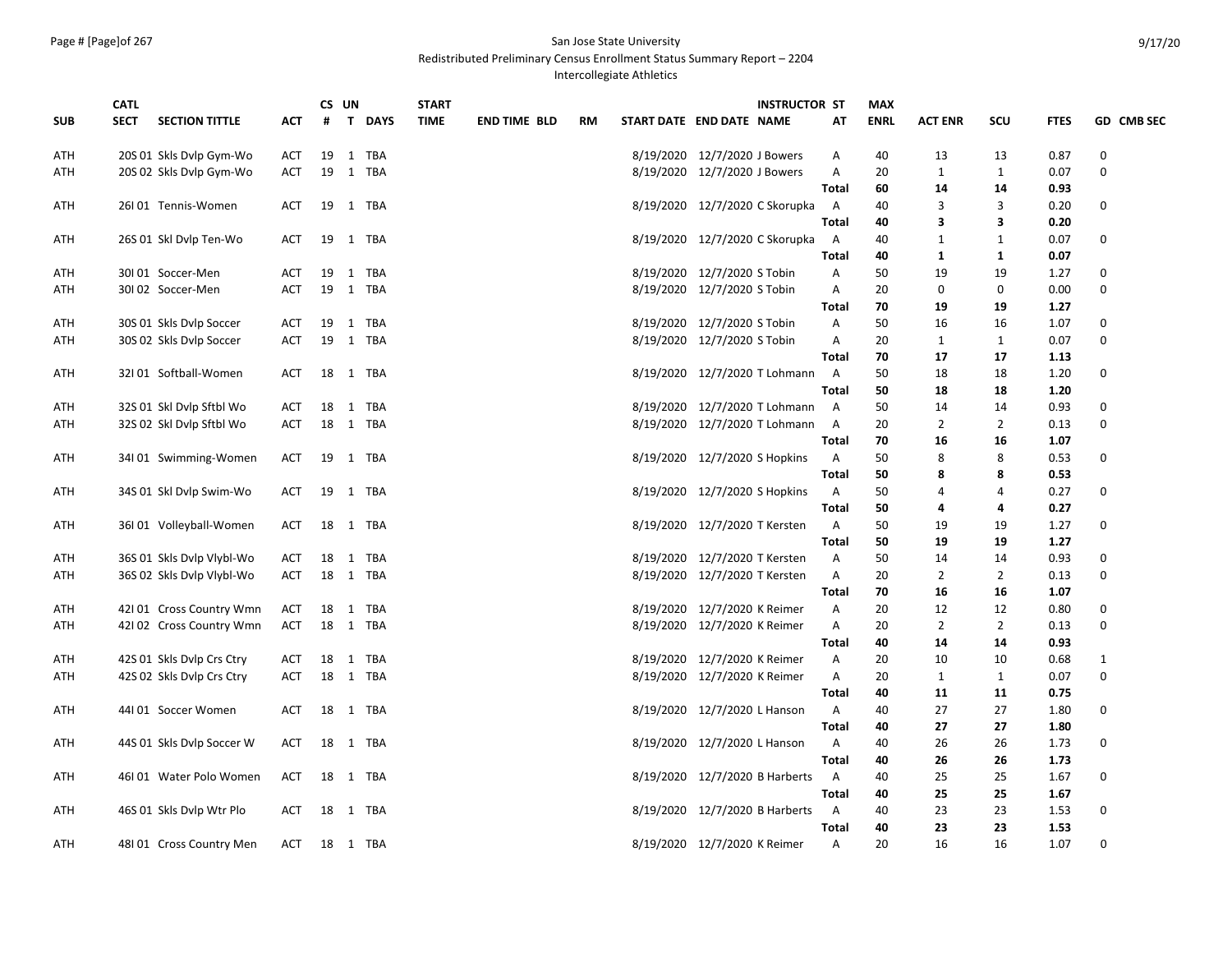San Jose State University

Redistributed Preliminary Census Enrollment Status Summary Report – 2204

Intercollegiate Athletics

| SUB | CATL SECT | SECTION TITTLE | ACT | CS # | UN T | DAYS | START TIME | END TIME | BLD | RM | START DATE | END DATE | INSTRUCTOR NAME | ST AT | MAX ENRL | ACT ENR | SCU | FTES | GD | CMB SEC |
|---|---|---|---|---|---|---|---|---|---|---|---|---|---|---|---|---|---|---|---|---|
| ATH | 20S 01 | Skls Dvlp Gym-Wo | ACT | 19 | 1 | TBA | | | | | 8/19/2020 | 12/7/2020 | J Bowers | A | 40 | 13 | 13 | 0.87 | 0 | |
| ATH | 20S 02 | Skls Dvlp Gym-Wo | ACT | 19 | 1 | TBA | | | | | 8/19/2020 | 12/7/2020 | J Bowers | A | 20 | 1 | 1 | 0.07 | 0 | |
| | | | | | | | | | | | | | | **Total** | **60** | **14** | **14** | **0.93** | | |
| ATH | 26I 01 | Tennis-Women | ACT | 19 | 1 | TBA | | | | | 8/19/2020 | 12/7/2020 | C Skorupka | A | 40 | 3 | 3 | 0.20 | 0 | |
| | | | | | | | | | | | | | | **Total** | **40** | **3** | **3** | **0.20** | | |
| ATH | 26S 01 | Skl Dvlp Ten-Wo | ACT | 19 | 1 | TBA | | | | | 8/19/2020 | 12/7/2020 | C Skorupka | A | 40 | 1 | 1 | 0.07 | 0 | |
| | | | | | | | | | | | | | | **Total** | **40** | **1** | **1** | **0.07** | | |
| ATH | 30I 01 | Soccer-Men | ACT | 19 | 1 | TBA | | | | | 8/19/2020 | 12/7/2020 | S Tobin | A | 50 | 19 | 19 | 1.27 | 0 | |
| ATH | 30I 02 | Soccer-Men | ACT | 19 | 1 | TBA | | | | | 8/19/2020 | 12/7/2020 | S Tobin | A | 20 | 0 | 0 | 0.00 | 0 | |
| | | | | | | | | | | | | | | **Total** | **70** | **19** | **19** | **1.27** | | |
| ATH | 30S 01 | Skls Dvlp Soccer | ACT | 19 | 1 | TBA | | | | | 8/19/2020 | 12/7/2020 | S Tobin | A | 50 | 16 | 16 | 1.07 | 0 | |
| ATH | 30S 02 | Skls Dvlp Soccer | ACT | 19 | 1 | TBA | | | | | 8/19/2020 | 12/7/2020 | S Tobin | A | 20 | 1 | 1 | 0.07 | 0 | |
| | | | | | | | | | | | | | | **Total** | **70** | **17** | **17** | **1.13** | | |
| ATH | 32I 01 | Softball-Women | ACT | 18 | 1 | TBA | | | | | 8/19/2020 | 12/7/2020 | T Lohmann | A | 50 | 18 | 18 | 1.20 | 0 | |
| | | | | | | | | | | | | | | **Total** | **50** | **18** | **18** | **1.20** | | |
| ATH | 32S 01 | Skl Dvlp Sftbl Wo | ACT | 18 | 1 | TBA | | | | | 8/19/2020 | 12/7/2020 | T Lohmann | A | 50 | 14 | 14 | 0.93 | 0 | |
| ATH | 32S 02 | Skl Dvlp Sftbl Wo | ACT | 18 | 1 | TBA | | | | | 8/19/2020 | 12/7/2020 | T Lohmann | A | 20 | 2 | 2 | 0.13 | 0 | |
| | | | | | | | | | | | | | | **Total** | **70** | **16** | **16** | **1.07** | | |
| ATH | 34I 01 | Swimming-Women | ACT | 19 | 1 | TBA | | | | | 8/19/2020 | 12/7/2020 | S Hopkins | A | 50 | 8 | 8 | 0.53 | 0 | |
| | | | | | | | | | | | | | | **Total** | **50** | **8** | **8** | **0.53** | | |
| ATH | 34S 01 | Skl Dvlp Swim-Wo | ACT | 19 | 1 | TBA | | | | | 8/19/2020 | 12/7/2020 | S Hopkins | A | 50 | 4 | 4 | 0.27 | 0 | |
| | | | | | | | | | | | | | | **Total** | **50** | **4** | **4** | **0.27** | | |
| ATH | 36I 01 | Volleyball-Women | ACT | 18 | 1 | TBA | | | | | 8/19/2020 | 12/7/2020 | T Kersten | A | 50 | 19 | 19 | 1.27 | 0 | |
| | | | | | | | | | | | | | | **Total** | **50** | **19** | **19** | **1.27** | | |
| ATH | 36S 01 | Skls Dvlp Vlybl-Wo | ACT | 18 | 1 | TBA | | | | | 8/19/2020 | 12/7/2020 | T Kersten | A | 50 | 14 | 14 | 0.93 | 0 | |
| ATH | 36S 02 | Skls Dvlp Vlybl-Wo | ACT | 18 | 1 | TBA | | | | | 8/19/2020 | 12/7/2020 | T Kersten | A | 20 | 2 | 2 | 0.13 | 0 | |
| | | | | | | | | | | | | | | **Total** | **70** | **16** | **16** | **1.07** | | |
| ATH | 42I 01 | Cross Country Wmn | ACT | 18 | 1 | TBA | | | | | 8/19/2020 | 12/7/2020 | K Reimer | A | 20 | 12 | 12 | 0.80 | 0 | |
| ATH | 42I 02 | Cross Country Wmn | ACT | 18 | 1 | TBA | | | | | 8/19/2020 | 12/7/2020 | K Reimer | A | 20 | 2 | 2 | 0.13 | 0 | |
| | | | | | | | | | | | | | | **Total** | **40** | **14** | **14** | **0.93** | | |
| ATH | 42S 01 | Skls Dvlp Crs Ctry | ACT | 18 | 1 | TBA | | | | | 8/19/2020 | 12/7/2020 | K Reimer | A | 20 | 10 | 10 | 0.68 | 1 | |
| ATH | 42S 02 | Skls Dvlp Crs Ctry | ACT | 18 | 1 | TBA | | | | | 8/19/2020 | 12/7/2020 | K Reimer | A | 20 | 1 | 1 | 0.07 | 0 | |
| | | | | | | | | | | | | | | **Total** | **40** | **11** | **11** | **0.75** | | |
| ATH | 44I 01 | Soccer Women | ACT | 18 | 1 | TBA | | | | | 8/19/2020 | 12/7/2020 | L Hanson | A | 40 | 27 | 27 | 1.80 | 0 | |
| | | | | | | | | | | | | | | **Total** | **40** | **27** | **27** | **1.80** | | |
| ATH | 44S 01 | Skls Dvlp Soccer W | ACT | 18 | 1 | TBA | | | | | 8/19/2020 | 12/7/2020 | L Hanson | A | 40 | 26 | 26 | 1.73 | 0 | |
| | | | | | | | | | | | | | | **Total** | **40** | **26** | **26** | **1.73** | | |
| ATH | 46I 01 | Water Polo Women | ACT | 18 | 1 | TBA | | | | | 8/19/2020 | 12/7/2020 | B Harberts | A | 40 | 25 | 25 | 1.67 | 0 | |
| | | | | | | | | | | | | | | **Total** | **40** | **25** | **25** | **1.67** | | |
| ATH | 46S 01 | Skls Dvlp Wtr Plo | ACT | 18 | 1 | TBA | | | | | 8/19/2020 | 12/7/2020 | B Harberts | A | 40 | 23 | 23 | 1.53 | 0 | |
| | | | | | | | | | | | | | | **Total** | **40** | **23** | **23** | **1.53** | | |
| ATH | 48I 01 | Cross Country Men | ACT | 18 | 1 | TBA | | | | | 8/19/2020 | 12/7/2020 | K Reimer | A | 20 | 16 | 16 | 1.07 | 0 | |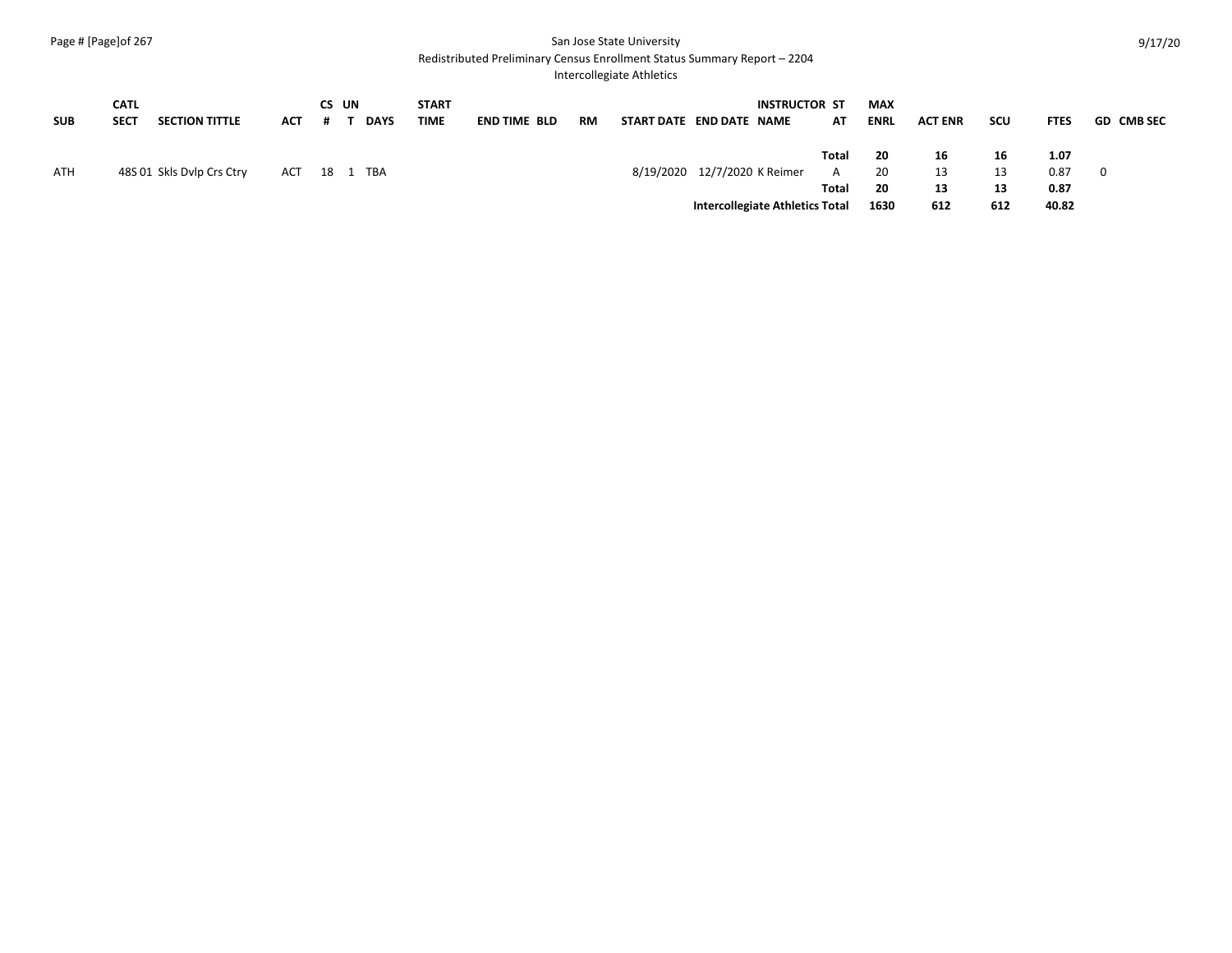San Jose State University

Redistributed Preliminary Census Enrollment Status Summary Report – 2204

Intercollegiate Athletics

| SUB | CATL SECT | SECTION TITTLE | ACT | CS # | UN T | DAYS | START TIME | END TIME | BLD | RM | START DATE | END DATE | INSTRUCTOR NAME | ST AT | MAX ENRL | ACT ENR | SCU | FTES | GD | CMB SEC |
|---|---|---|---|---|---|---|---|---|---|---|---|---|---|---|---|---|---|---|---|---|
| | | | | | | | | | | | | | | **Total** | **20** | **16** | **16** | **1.07** | | |
| ATH | 48S 01 | Skls Dvlp Crs Ctry | ACT | 18 | 1 | TBA | | | | | 8/19/2020 | 12/7/2020 | K Reimer | A | 20 | 13 | 13 | 0.87 | 0 | |
| | | | | | | | | | | | | | | **Total** | **20** | **13** | **13** | **0.87** | | |
| | | | | | | | | | | | | **Intercollegiate Athletics Total** | | | **1630** | **612** | **612** | **40.82** | | |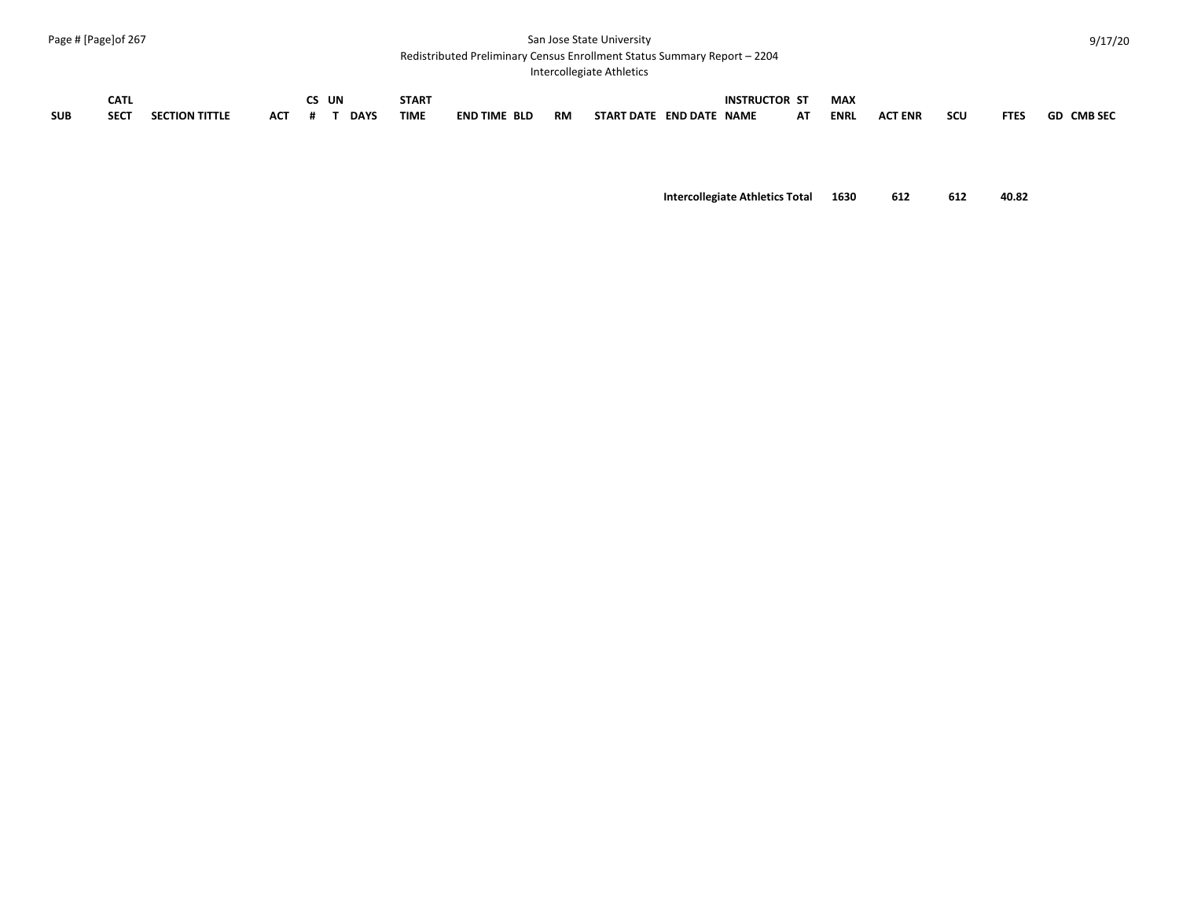| SUB | CATL SECT | SECTION TITTLE | ACT | CS # | UN T | DAYS | START TIME | END TIME | BLD | RM | START DATE | END DATE | INSTRUCTOR NAME | ST AT | MAX ENRL | ACT ENR | SCU | FTES | GD | CMB SEC |
|---|---|---|---|---|---|---|---|---|---|---|---|---|---|---|---|---|---|---|---|---|
| | | | | | | | | | | | | | **Intercollegiate Athletics Total** | | **1630** | **612** | **612** | **40.82** | | |